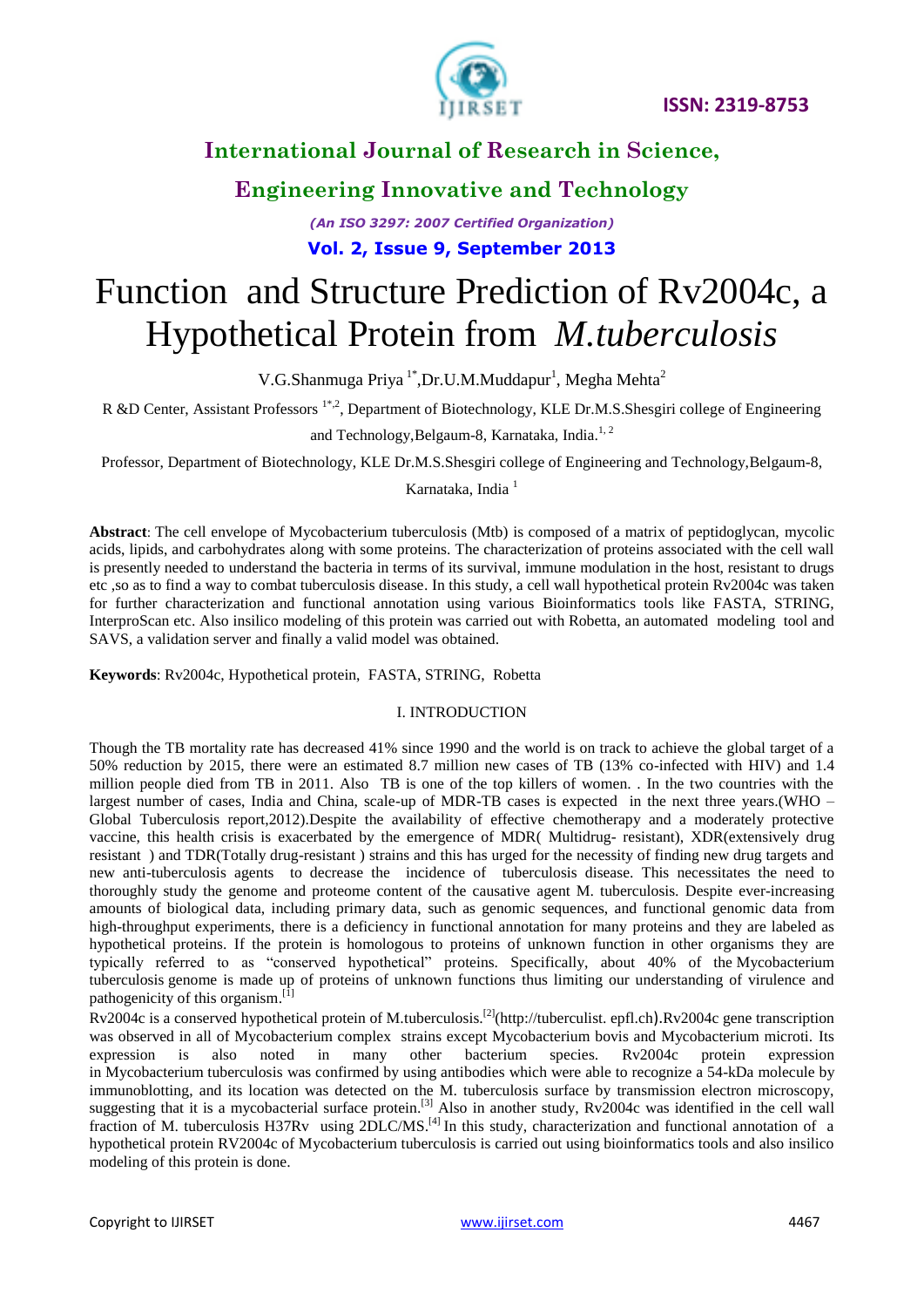# International Journal of Research in Science, Engineering Innovative and Technology

*(An ISO 3297: 2007 Certified Organization)*

**Vol. 2, Issue 9, September 2013**

# Function and Structure Prediction of Rv2004c, a Hypothetical Protein from *M.tuberculosis*

V.G.Shanmuga Priya [1*],Dr.U.M.Muddapur[1], Megha Mehta[2]

R &D Center, Assistant Professors [1*,2], Department of Biotechnology, KLE Dr.M.S.Shesgiri college of Engineering and Technology,Belgaum-8, Karnataka, India.[1, 2]

Professor, Department of Biotechnology, KLE Dr.M.S.Shesgiri college of Engineering and Technology,Belgaum-8, Karnataka, India [1]

**Abstract**: The cell envelope of Mycobacterium tuberculosis (Mtb) is composed of a matrix of peptidoglycan, mycolic acids, lipids, and carbohydrates along with some proteins. The characterization of proteins associated with the cell wall is presently needed to understand the bacteria in terms of its survival, immune modulation in the host, resistant to drugs etc ,so as to find a way to combat tuberculosis disease. In this study, a cell wall hypothetical protein Rv2004c was taken for further characterization and functional annotation using various Bioinformatics tools like FASTA, STRING, InterproScan etc. Also insilico modeling of this protein was carried out with Robetta, an automated modeling tool and SAVS, a validation server and finally a valid model was obtained.

**Keywords**: Rv2004c, Hypothetical protein, FASTA, STRING, Robetta

## I. INTRODUCTION

Though the TB mortality rate has decreased 41% since 1990 and the world is on track to achieve the global target of a 50% reduction by 2015, there were an estimated 8.7 million new cases of TB (13% co-infected with HIV) and 1.4 million people died from TB in 2011. Also TB is one of the top killers of women. . In the two countries with the largest number of cases, India and China, scale-up of MDR-TB cases is expected in the next three years.(WHO – Global Tuberculosis report,2012).Despite the availability of effective chemotherapy and a moderately protective vaccine, this health crisis is exacerbated by the emergence of MDR( Multidrug- resistant), XDR(extensively drug resistant ) and TDR(Totally drug-resistant ) strains and this has urged for the necessity of finding new drug targets and new anti-tuberculosis agents to decrease the incidence of tuberculosis disease. This necessitates the need to thoroughly study the genome and proteome content of the causative agent M. tuberculosis. Despite ever-increasing amounts of biological data, including primary data, such as genomic sequences, and functional genomic data from high-throughput experiments, there is a deficiency in functional annotation for many proteins and they are labeled as hypothetical proteins. If the protein is homologous to proteins of unknown function in other organisms they are typically referred to as "conserved hypothetical" proteins. Specifically, about 40% of the Mycobacterium tuberculosis genome is made up of proteins of unknown functions thus limiting our understanding of virulence and pathogenicity of this organism.[1]

Rv2004c is a conserved hypothetical protein of M.tuberculosis.[2](http://tuberculist. epfl.ch).Rv2004c gene transcription was observed in all of Mycobacterium complex strains except Mycobacterium bovis and Mycobacterium microti. Its expression is also noted in many other bacterium species. Rv2004c protein expression in Mycobacterium tuberculosis was confirmed by using antibodies which were able to recognize a 54-kDa molecule by immunoblotting, and its location was detected on the M. tuberculosis surface by transmission electron microscopy, suggesting that it is a mycobacterial surface protein.[3] Also in another study, Rv2004c was identified in the cell wall fraction of M. tuberculosis H37Rv using 2DLC/MS.[4] In this study, characterization and functional annotation of a hypothetical protein RV2004c of Mycobacterium tuberculosis is carried out using bioinformatics tools and also insilico modeling of this protein is done.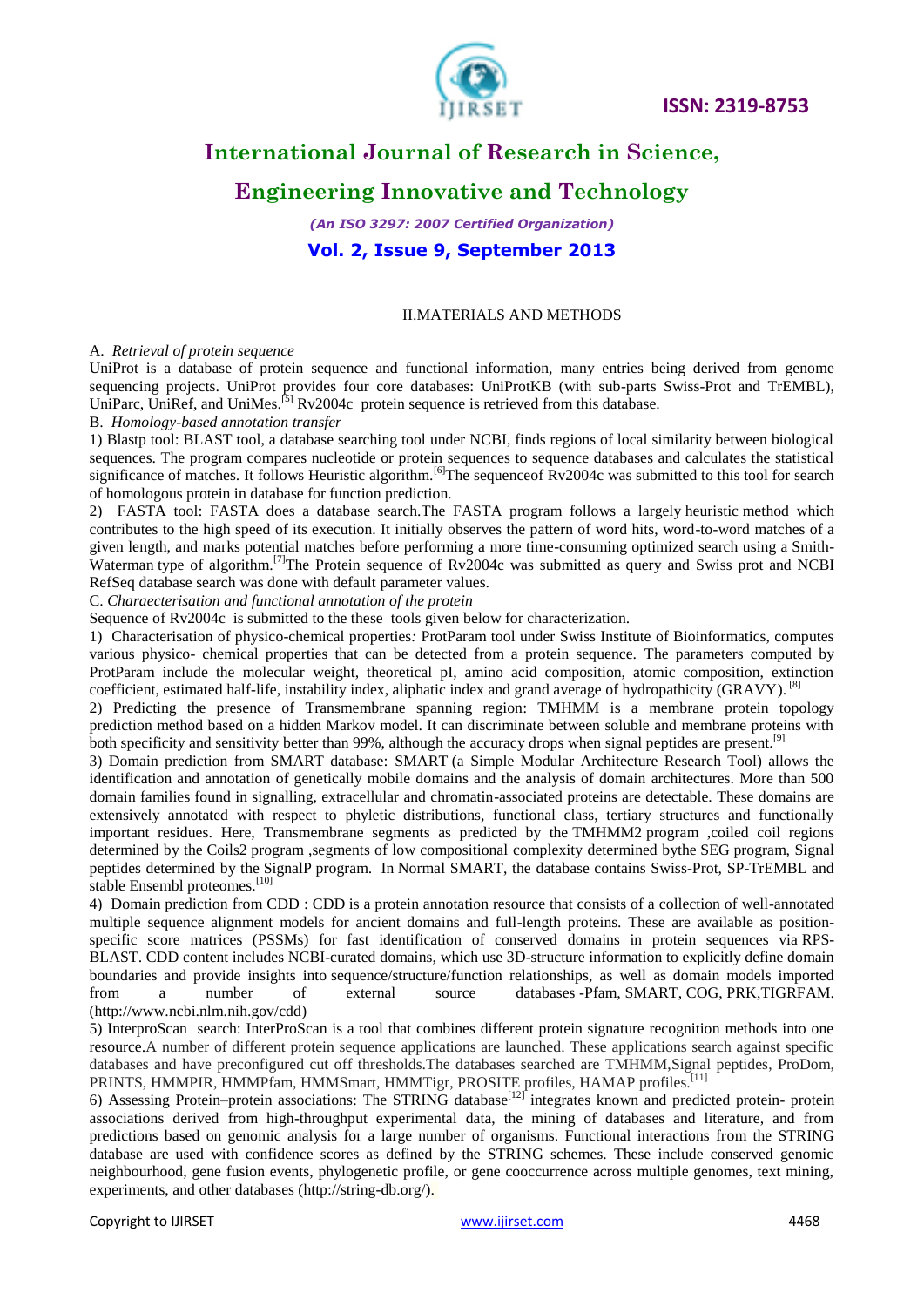## II.MATERIALS AND METHODS

A. *Retrieval of protein sequence*

UniProt is a database of protein sequence and functional information, many entries being derived from genome sequencing projects. UniProt provides four core databases: UniProtKB (with sub-parts Swiss-Prot and TrEMBL), UniParc, UniRef, and UniMes.[5] Rv2004c protein sequence is retrieved from this database.

B. *Homology-based annotation transfer*

1) Blastp tool: BLAST tool, a database searching tool under NCBI, finds regions of local similarity between biological sequences. The program compares nucleotide or protein sequences to sequence databases and calculates the statistical significance of matches. It follows Heuristic algorithm.[6]The sequenceof Rv2004c was submitted to this tool for search of homologous protein in database for function prediction.

2) FASTA tool: FASTA does a database search.The FASTA program follows a largely heuristic method which contributes to the high speed of its execution. It initially observes the pattern of word hits, word-to-word matches of a given length, and marks potential matches before performing a more time-consuming optimized search using a Smith-Waterman type of algorithm.[7]The Protein sequence of Rv2004c was submitted as query and Swiss prot and NCBI RefSeq database search was done with default parameter values.

C. *Charaecterisation and functional annotation of the protein*

Sequence of Rv2004c is submitted to the these tools given below for characterization.

1) Characterisation of physico-chemical properties*:* ProtParam tool under Swiss Institute of Bioinformatics, computes various physico- chemical properties that can be detected from a protein sequence. The parameters computed by ProtParam include the molecular weight, theoretical pI, amino acid composition, atomic composition, extinction coefficient, estimated half-life, instability index, aliphatic index and grand average of hydropathicity (GRAVY). [8]

2) Predicting the presence of Transmembrane spanning region: TMHMM is a membrane protein topology prediction method based on a hidden Markov model. It can discriminate between soluble and membrane proteins with both specificity and sensitivity better than 99%, although the accuracy drops when signal peptides are present.[9]

3) Domain prediction from SMART database: SMART (a Simple Modular Architecture Research Tool) allows the identification and annotation of genetically mobile domains and the analysis of domain architectures. More than 500 domain families found in signalling, extracellular and chromatin-associated proteins are detectable. These domains are extensively annotated with respect to phyletic distributions, functional class, tertiary structures and functionally important residues. Here, Transmembrane segments as predicted by the TMHMM2 program ,coiled coil regions determined by the Coils2 program ,segments of low compositional complexity determined bythe SEG program, Signal peptides determined by the SignalP program. In Normal SMART, the database contains Swiss-Prot, SP-TrEMBL and stable Ensembl proteomes.[10]

4) Domain prediction from CDD : CDD is a protein annotation resource that consists of a collection of well-annotated multiple sequence alignment models for ancient domains and full-length proteins. These are available as position-specific score matrices (PSSMs) for fast identification of conserved domains in protein sequences via RPS-BLAST. CDD content includes NCBI-curated domains, which use 3D-structure information to explicitly define domain boundaries and provide insights into sequence/structure/function relationships, as well as domain models imported from a number of external source databases -Pfam, SMART, COG, PRK,TIGRFAM. (http://www.ncbi.nlm.nih.gov/cdd)

5) InterproScan search: InterProScan is a tool that combines different protein signature recognition methods into one resource.A number of different protein sequence applications are launched. These applications search against specific databases and have preconfigured cut off thresholds.The databases searched are TMHMM,Signal peptides, ProDom, PRINTS, HMMPIR, HMMPfam, HMMSmart, HMMTigr, PROSITE profiles, HAMAP profiles.[11]

6) Assessing Protein–protein associations: The STRING database[12] integrates known and predicted protein- protein associations derived from high-throughput experimental data, the mining of databases and literature, and from predictions based on genomic analysis for a large number of organisms. Functional interactions from the STRING database are used with confidence scores as defined by the STRING schemes. These include conserved genomic neighbourhood, gene fusion events, phylogenetic profile, or gene cooccurrence across multiple genomes, text mining, experiments, and other databases (http://string-db.org/).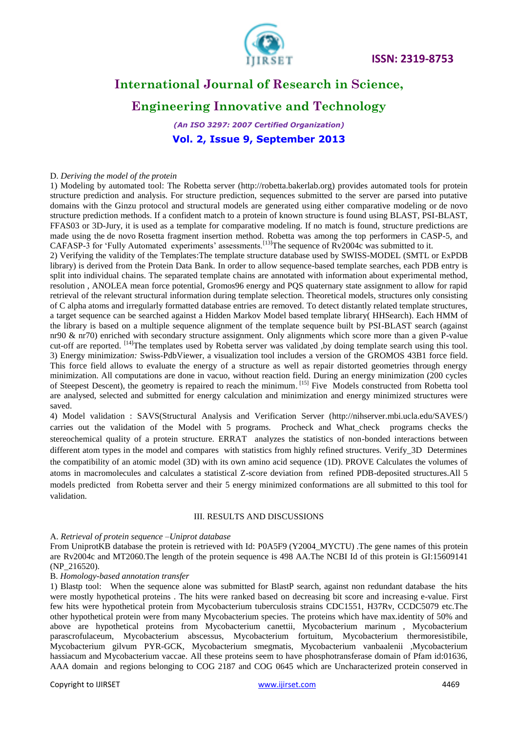D. *Deriving the model of the protein*

1) Modeling by automated tool: The Robetta server (http://robetta.bakerlab.org) provides automated tools for protein structure prediction and analysis. For structure prediction, sequences submitted to the server are parsed into putative domains with the Ginzu protocol and structural models are generated using either comparative modeling or de novo structure prediction methods. If a confident match to a protein of known structure is found using BLAST, PSI-BLAST, FFAS03 or 3D-Jury, it is used as a template for comparative modeling. If no match is found, structure predictions are made using the de novo Rosetta fragment insertion method. Robetta was among the top performers in CASP-5, and CAFASP-3 for 'Fully Automated experiments' assessments.[13]The sequence of Rv2004c was submitted to it.

2) Verifying the validity of the Templates:The template structure database used by SWISS-MODEL (SMTL or ExPDB library) is derived from the Protein Data Bank. In order to allow sequence-based template searches, each PDB entry is split into individual chains. The separated template chains are annotated with information about experimental method, resolution , ANOLEA mean force potential, Gromos96 energy and PQS quaternary state assignment to allow for rapid retrieval of the relevant structural information during template selection. Theoretical models, structures only consisting of C alpha atoms and irregularly formatted database entries are removed. To detect distantly related template structures, a target sequence can be searched against a Hidden Markov Model based template library( HHSearch). Each HMM of the library is based on a multiple sequence alignment of the template sequence built by PSI-BLAST search (against nr90 & nr70) enriched with secondary structure assignment. Only alignments which score more than a given P-value cut-off are reported. [14]The templates used by Robetta server was validated ,by doing template search using this tool.

3) Energy minimization*:* Swiss-PdbViewer, a visualization tool includes a version of the GROMOS 43B1 force field. This force field allows to evaluate the energy of a structure as well as repair distorted geometries through energy minimization. All computations are done in vacuo, without reaction field. During an energy minimization (200 cycles of Steepest Descent), the geometry is repaired to reach the minimum. [15] Five Models constructed from Robetta tool are analysed, selected and submitted for energy calculation and minimization and energy minimized structures were saved.

4) Model validation : SAVS(Structural Analysis and Verification Server (http://nihserver.mbi.ucla.edu/SAVES/) carries out the validation of the Model with 5 programs. Procheck and What_check programs checks the stereochemical quality of a protein structure. ERRAT analyzes the statistics of non-bonded interactions between different atom types in the model and compares with statistics from highly refined structures. Verify_3D Determines the compatibility of an atomic model (3D) with its own amino acid sequence (1D). PROVE Calculates the volumes of atoms in macromolecules and calculates a statistical Z-score deviation from refined PDB-deposited structures.All 5 models predicted from Robetta server and their 5 energy minimized conformations are all submitted to this tool for validation.

## III. RESULTS AND DISCUSSIONS

A. *Retrieval of protein sequence –Uniprot database*

From UniprotKB database the protein is retrieved with Id: P0A5F9 (Y2004_MYCTU) .The gene names of this protein are Rv2004c and MT2060.The length of the protein sequence is 498 AA.The NCBI Id of this protein is GI:15609141 (NP_216520).

B. *Homology-based annotation transfer*

1) Blastp tool: When the sequence alone was submitted for BlastP search, against non redundant database the hits were mostly hypothetical proteins . The hits were ranked based on decreasing bit score and increasing e-value. First few hits were hypothetical protein from Mycobacterium tuberculosis strains CDC1551, H37Rv, CCDC5079 etc.The other hypothetical protein were from many Mycobacterium species. The proteins which have max.identity of 50% and above are hypothetical proteins from Mycobacterium canettii, Mycobacterium marinum , Mycobacterium parascrofulaceum, Mycobacterium abscessus, Mycobacterium fortuitum, Mycobacterium thermoresistibile, Mycobacterium gilvum PYR-GCK, Mycobacterium smegmatis, Mycobacterium vanbaalenii ,Mycobacterium hassiacum and Mycobacterium vaccae. All these proteins seem to have phosphotransferase domain of Pfam id:01636, AAA domain and regions belonging to COG 2187 and COG 0645 which are Uncharacterized protein conserved in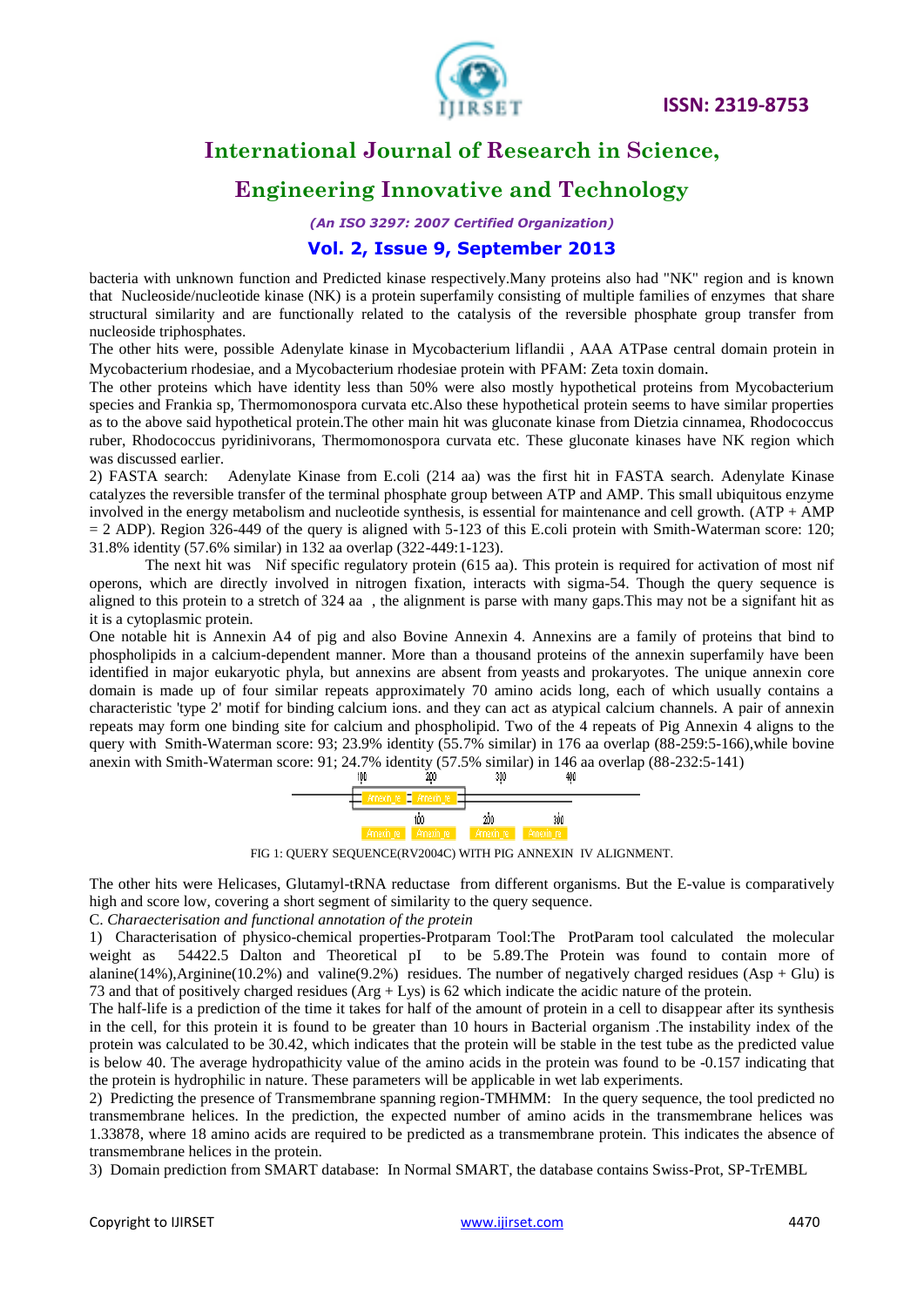bacteria with unknown function and Predicted kinase respectively.Many proteins also had "NK" region and is known that Nucleoside/nucleotide kinase (NK) is a protein superfamily consisting of multiple families of enzymes that share structural similarity and are functionally related to the catalysis of the reversible phosphate group transfer from nucleoside triphosphates.

The other hits were, possible Adenylate kinase in Mycobacterium liflandii , AAA ATPase central domain protein in Mycobacterium rhodesiae, and a Mycobacterium rhodesiae protein with PFAM: Zeta toxin domain.

The other proteins which have identity less than 50% were also mostly hypothetical proteins from Mycobacterium species and Frankia sp, Thermomonospora curvata etc.Also these hypothetical protein seems to have similar properties as to the above said hypothetical protein.The other main hit was gluconate kinase from Dietzia cinnamea, Rhodococcus ruber, Rhodococcus pyridinivorans, Thermomonospora curvata etc. These gluconate kinases have NK region which was discussed earlier.

2) FASTA search: Adenylate Kinase from E.coli (214 aa) was the first hit in FASTA search. Adenylate Kinase catalyzes the reversible transfer of the terminal phosphate group between ATP and AMP. This small ubiquitous enzyme involved in the energy metabolism and nucleotide synthesis, is essential for maintenance and cell growth. (ATP + AMP = 2 ADP). Region 326-449 of the query is aligned with 5-123 of this E.coli protein with Smith-Waterman score: 120; 31.8% identity (57.6% similar) in 132 aa overlap (322-449:1-123).

The next hit was Nif specific regulatory protein (615 aa). This protein is required for activation of most nif operons, which are directly involved in nitrogen fixation, interacts with sigma-54. Though the query sequence is aligned to this protein to a stretch of 324 aa , the alignment is parse with many gaps.This may not be a signifant hit as it is a cytoplasmic protein.

One notable hit is Annexin A4 of pig and also Bovine Annexin 4. Annexins are a family of proteins that bind to phospholipids in a calcium-dependent manner. More than a thousand proteins of the annexin superfamily have been identified in major eukaryotic phyla, but annexins are absent from yeasts and prokaryotes. The unique annexin core domain is made up of four similar repeats approximately 70 amino acids long, each of which usually contains a characteristic 'type 2' motif for binding calcium ions. and they can act as atypical calcium channels. A pair of annexin repeats may form one binding site for calcium and phospholipid. Two of the 4 repeats of Pig Annexin 4 aligns to the query with Smith-Waterman score: 93; 23.9% identity (55.7% similar) in 176 aa overlap (88-259:5-166),while bovine anexin with Smith-Waterman score: 91; 24.7% identity (57.5% similar) in 146 aa overlap (88-232:5-141)

FIG 1: QUERY SEQUENCE(RV2004C) WITH PIG ANNEXIN IV ALIGNMENT.

The other hits were Helicases, Glutamyl-tRNA reductase from different organisms. But the E-value is comparatively high and score low, covering a short segment of similarity to the query sequence.

C. *Charaecterisation and functional annotation of the protein*

1) Characterisation of physico-chemical properties-Protparam Tool:The ProtParam tool calculated the molecular weight as 54422.5 Dalton and Theoretical pI to be 5.89.The Protein was found to contain more of alanine(14%),Arginine(10.2%) and valine(9.2%) residues. The number of negatively charged residues (Asp + Glu) is 73 and that of positively charged residues (Arg + Lys) is 62 which indicate the acidic nature of the protein.

The half-life is a prediction of the time it takes for half of the amount of protein in a cell to disappear after its synthesis in the cell, for this protein it is found to be greater than 10 hours in Bacterial organism .The instability index of the protein was calculated to be 30.42, which indicates that the protein will be stable in the test tube as the predicted value is below 40. The average hydropathicity value of the amino acids in the protein was found to be -0.157 indicating that the protein is hydrophilic in nature. These parameters will be applicable in wet lab experiments.

2) Predicting the presence of Transmembrane spanning region-TMHMM: In the query sequence, the tool predicted no transmembrane helices. In the prediction, the expected number of amino acids in the transmembrane helices was 1.33878, where 18 amino acids are required to be predicted as a transmembrane protein. This indicates the absence of transmembrane helices in the protein.

3) Domain prediction from SMART database: In Normal SMART, the database contains Swiss-Prot, SP-TrEMBL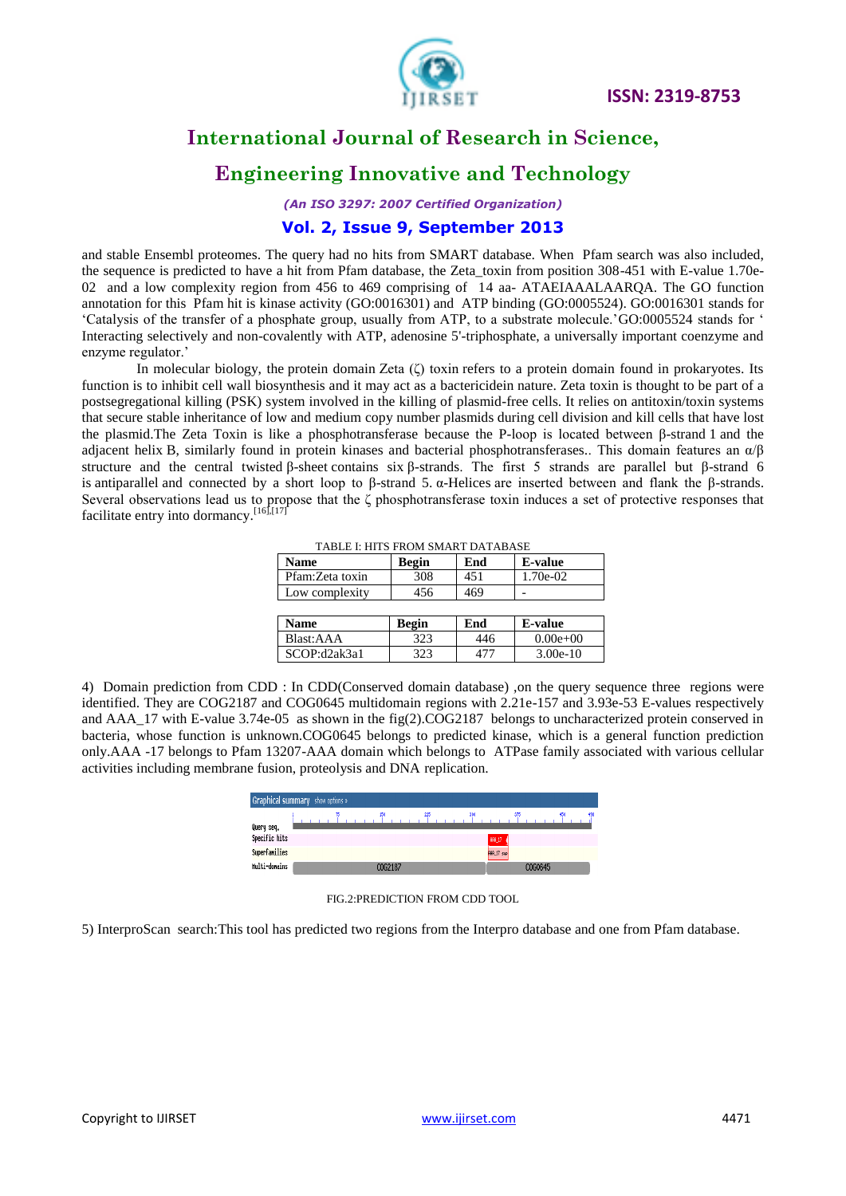and stable Ensembl proteomes. The query had no hits from SMART database. When Pfam search was also included, the sequence is predicted to have a hit from Pfam database, the Zeta_toxin from position 308-451 with E-value 1.70e-02 and a low complexity region from 456 to 469 comprising of 14 aa- ATAEIAAALAARQA. The GO function annotation for this Pfam hit is kinase activity (GO:0016301) and ATP binding (GO:0005524). GO:0016301 stands for 'Catalysis of the transfer of a phosphate group, usually from ATP, to a substrate molecule.'GO:0005524 stands for ' Interacting selectively and non-covalently with ATP, adenosine 5'-triphosphate, a universally important coenzyme and enzyme regulator.'

In molecular biology, the protein domain Zeta (ζ) toxin refers to a protein domain found in prokaryotes. Its function is to inhibit cell wall biosynthesis and it may act as a bactericidein nature. Zeta toxin is thought to be part of a postsegregational killing (PSK) system involved in the killing of plasmid-free cells. It relies on antitoxin/toxin systems that secure stable inheritance of low and medium copy number plasmids during cell division and kill cells that have lost the plasmid.The Zeta Toxin is like a phosphotransferase because the P-loop is located between β-strand 1 and the adjacent helix B, similarly found in protein kinases and bacterial phosphotransferases.. This domain features an α/β structure and the central twisted β-sheet contains six β-strands. The first 5 strands are parallel but β-strand 6 is antiparallel and connected by a short loop to β-strand 5. α-Helices are inserted between and flank the β-strands. Several observations lead us to propose that the ζ phosphotransferase toxin induces a set of protective responses that facilitate entry into dormancy.[16],[17]

TABLE I: HITS FROM SMART DATABASE

| Name | Begin | End | E-value |
|---|---|---|---|
| Pfam:Zeta toxin | 308 | 451 | 1.70e-02 |
| Low complexity | 456 | 469 | - |

| Name | Begin | End | E-value |
|---|---|---|---|
| Blast:AAA | 323 | 446 | 0.00e+00 |
| SCOP:d2ak3a1 | 323 | 477 | 3.00e-10 |

4) Domain prediction from CDD : In CDD(Conserved domain database) ,on the query sequence three regions were identified. They are COG2187 and COG0645 multidomain regions with 2.21e-157 and 3.93e-53 E-values respectively and AAA_17 with E-value 3.74e-05 as shown in the fig(2).COG2187 belongs to uncharacterized protein conserved in bacteria, whose function is unknown.COG0645 belongs to predicted kinase, which is a general function prediction only.AAA -17 belongs to Pfam 13207-AAA domain which belongs to ATPase family associated with various cellular activities including membrane fusion, proteolysis and DNA replication.

FIG.2:PREDICTION FROM CDD TOOL

5) InterproScan search:This tool has predicted two regions from the Interpro database and one from Pfam database.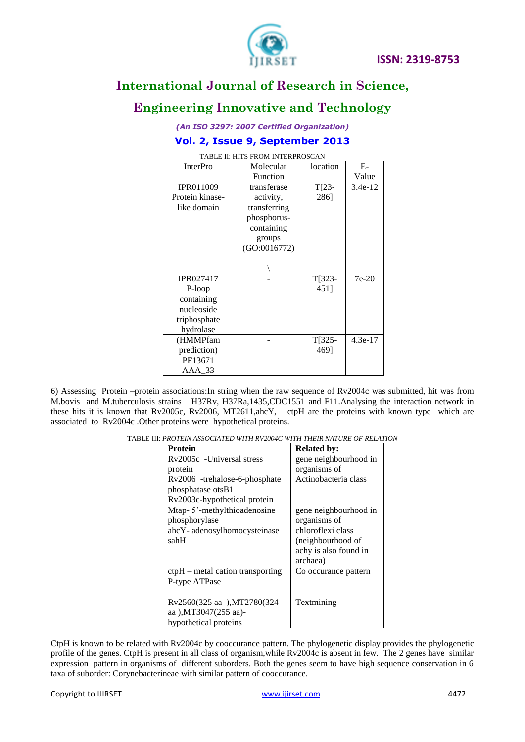TABLE II: HITS FROM INTERPROSCAN

| InterPro | Molecular Function | location | E-Value |
|---|---|---|---|
| IPR011009 Protein kinase-like domain | transferase activity, transferring phosphorus-containing groups (GO:0016772) \ | T[23-286] | 3.4e-12 |
| IPR027417 P-loop containing nucleoside triphosphate hydrolase | - | T[323-451] | 7e-20 |
| (HMMPfam prediction) PF13671 AAA_33 | - | T[325-469] | 4.3e-17 |

6) Assessing Protein –protein associations:In string when the raw sequence of Rv2004c was submitted, hit was from M.bovis and M.tuberculosis strains H37Rv, H37Ra,1435,CDC1551 and F11.Analysing the interaction network in these hits it is known that Rv2005c, Rv2006, MT2611,ahcY, ctpH are the proteins with known type which are associated to Rv2004c .Other proteins were hypothetical proteins.

TABLE III: *PROTEIN ASSOCIATED WITH RV2004C WITH THEIR NATURE OF RELATION*

| **Protein** | **Related by:** |
|---|---|
| Rv2005c -Universal stress protein<br>Rv2006 -trehalose-6-phosphate phosphatase otsB1<br>Rv2003c-hypothetical protein | gene neighbourhood in organisms of Actinobacteria class |
| Mtap- 5'-methylthioadenosine phosphorylase<br>ahcY- adenosylhomocysteinase sahH | gene neighbourhood in organisms of chloroflexi class (neighbourhood of achy is also found in archaea) |
| ctpH – metal cation transporting P-type ATPase | Co occurance pattern |
| Rv2560(325 aa ),MT2780(324 aa ),MT3047(255 aa)-hypothetical proteins | Textmining |

CtpH is known to be related with Rv2004c by cooccurance pattern. The phylogenetic display provides the phylogenetic profile of the genes. CtpH is present in all class of organism,while Rv2004c is absent in few. The 2 genes have similar expression pattern in organisms of different suborders. Both the genes seem to have high sequence conservation in 6 taxa of suborder: Corynebacterineae with similar pattern of cooccurance.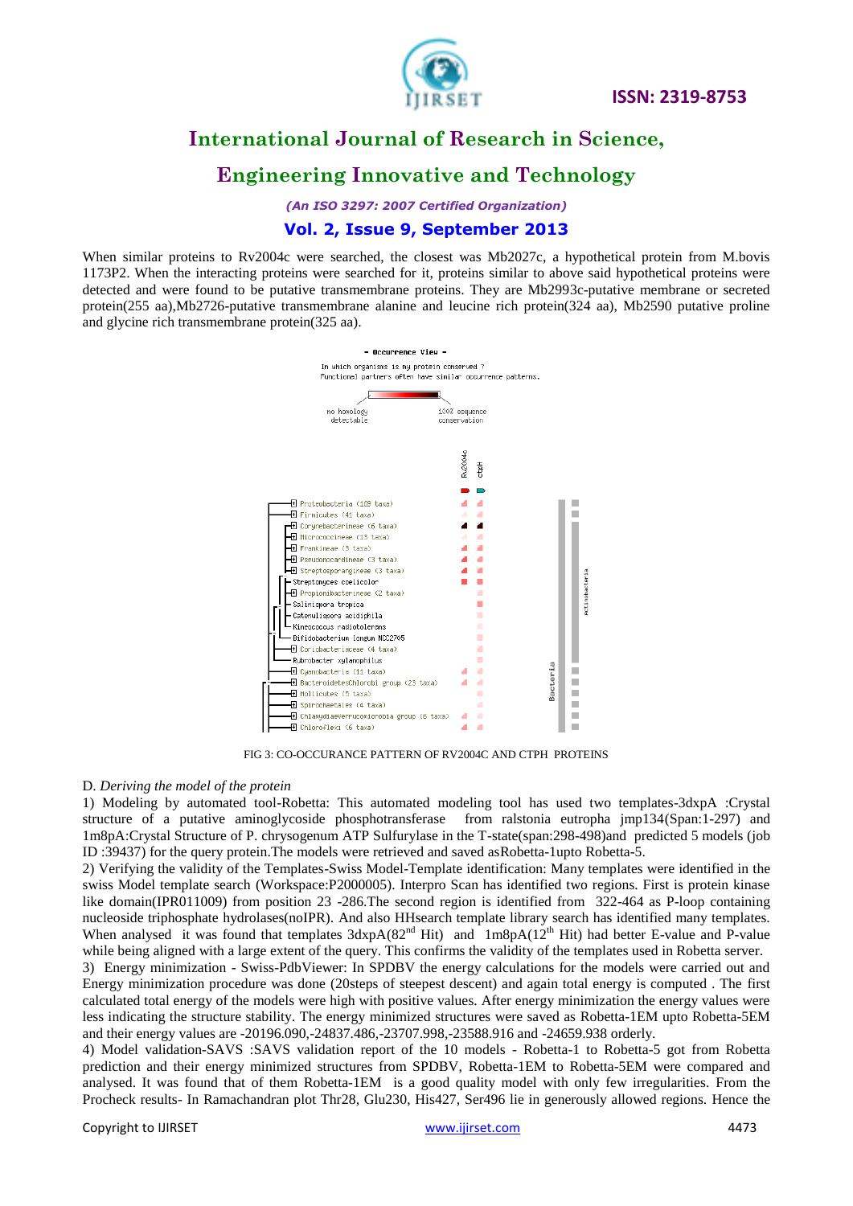When similar proteins to Rv2004c were searched, the closest was Mb2027c, a hypothetical protein from M.bovis 1173P2. When the interacting proteins were searched for it, proteins similar to above said hypothetical proteins were detected and were found to be putative transmembrane proteins. They are Mb2993c-putative membrane or secreted protein(255 aa),Mb2726-putative transmembrane alanine and leucine rich protein(324 aa), Mb2590 putative proline and glycine rich transmembrane protein(325 aa).

FIG 3: CO-OCCURANCE PATTERN OF RV2004C AND CTPH PROTEINS

D. *Deriving the model of the protein*

1) Modeling by automated tool-Robetta: This automated modeling tool has used two templates-3dxpA :Crystal structure of a putative aminoglycoside phosphotransferase from ralstonia eutropha jmp134(Span:1-297) and 1m8pA:Crystal Structure of P. chrysogenum ATP Sulfurylase in the T-state(span:298-498)and predicted 5 models (job ID :39437) for the query protein.The models were retrieved and saved asRobetta-1upto Robetta-5.

2) Verifying the validity of the Templates-Swiss Model-Template identification: Many templates were identified in the swiss Model template search (Workspace:P2000005). Interpro Scan has identified two regions. First is protein kinase like domain(IPR011009) from position 23 -286.The second region is identified from 322-464 as P-loop containing nucleoside triphosphate hydrolases(noIPR). And also HHsearch template library search has identified many templates. When analysed it was found that templates 3dxpA(82$^{nd}$ Hit) and 1m8pA(12$^{th}$ Hit) had better E-value and P-value while being aligned with a large extent of the query. This confirms the validity of the templates used in Robetta server.

3) Energy minimization - Swiss-PdbViewer: In SPDBV the energy calculations for the models were carried out and Energy minimization procedure was done (20steps of steepest descent) and again total energy is computed . The first calculated total energy of the models were high with positive values. After energy minimization the energy values were less indicating the structure stability. The energy minimized structures were saved as Robetta-1EM upto Robetta-5EM and their energy values are -20196.090,-24837.486,-23707.998,-23588.916 and -24659.938 orderly.

4) Model validation-SAVS :SAVS validation report of the 10 models - Robetta-1 to Robetta-5 got from Robetta prediction and their energy minimized structures from SPDBV, Robetta-1EM to Robetta-5EM were compared and analysed. It was found that of them Robetta-1EM is a good quality model with only few irregularities. From the Procheck results- In Ramachandran plot Thr28, Glu230, His427, Ser496 lie in generously allowed regions. Hence the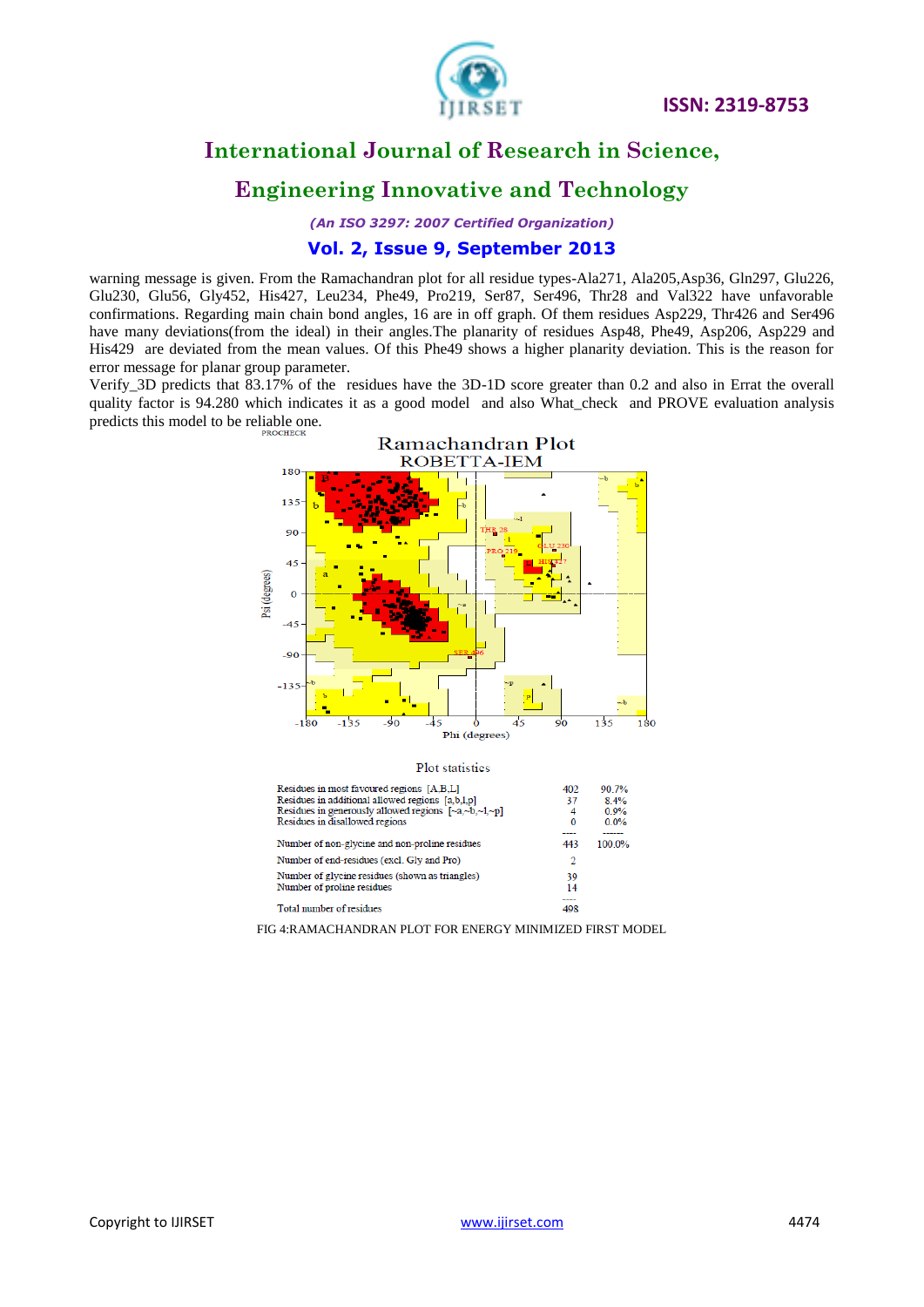warning message is given. From the Ramachandran plot for all residue types-Ala271, Ala205,Asp36, Gln297, Glu226, Glu230, Glu56, Gly452, His427, Leu234, Phe49, Pro219, Ser87, Ser496, Thr28 and Val322 have unfavorable confirmations. Regarding main chain bond angles, 16 are in off graph. Of them residues Asp229, Thr426 and Ser496 have many deviations(from the ideal) in their angles.The planarity of residues Asp48, Phe49, Asp206, Asp229 and His429 are deviated from the mean values. Of this Phe49 shows a higher planarity deviation. This is the reason for error message for planar group parameter.

Verify_3D predicts that 83.17% of the residues have the 3D-1D score greater than 0.2 and also in Errat the overall quality factor is 94.280 which indicates it as a good model and also What_check and PROVE evaluation analysis predicts this model to be reliable one.

PROCHECK

Ramachandran Plot
ROBETTA-IEM

Plot statistics

| | | |
|---|---|---|
| Residues in most favoured regions [A,B,L] | 402 | 90.7% |
| Residues in additional allowed regions [a,b,l,p] | 37 | 8.4% |
| Residues in generously allowed regions [~a,~b,~l,~p] | 4 | 0.9% |
| Residues in disallowed regions | 0 | 0.0% |
| | ---- | ------ |
| Number of non-glycine and non-proline residues | 443 | 100.0% |
| Number of end-residues (excl. Gly and Pro) | 2 | |
| Number of glycine residues (shown as triangles) | 39 | |
| Number of proline residues | 14 | |
| | ---- | |
| Total number of residues | 498 | |

FIG 4:RAMACHANDRAN PLOT FOR ENERGY MINIMIZED FIRST MODEL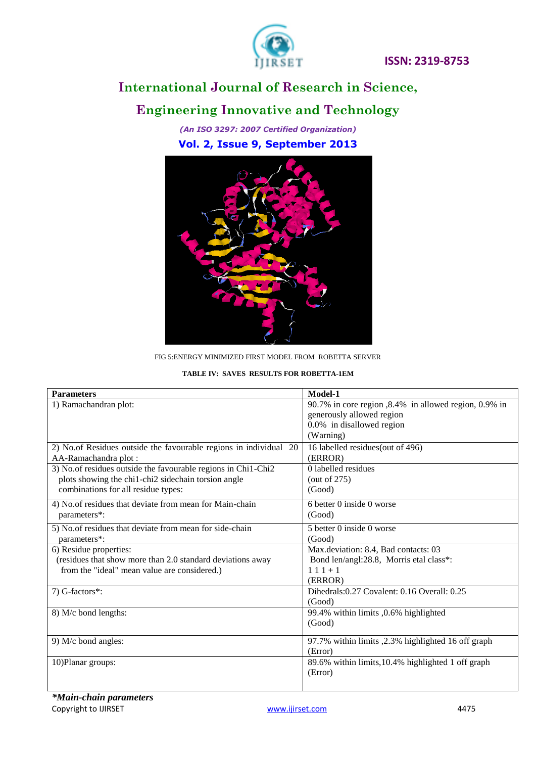FIG 5:ENERGY MINIMIZED FIRST MODEL FROM ROBETTA SERVER

**TABLE IV: SAVES RESULTS FOR ROBETTA-1EM**

| Parameters | Model-1 |
|---|---|
| 1) Ramachandran plot: | 90.7% in core region ,8.4% in allowed region, 0.9% in generously allowed region 0.0% in disallowed region (Warning) |
| 2) No.of Residues outside the favourable regions in individual 20 AA-Ramachandra plot : | 16 labelled residues(out of 496) (ERROR) |
| 3) No.of residues outside the favourable regions in Chi1-Chi2 plots showing the chi1-chi2 sidechain torsion angle combinations for all residue types: | 0 labelled residues (out of 275) (Good) |
| 4) No.of residues that deviate from mean for Main-chain parameters*: | 6 better 0 inside 0 worse (Good) |
| 5) No.of residues that deviate from mean for side-chain parameters*: | 5 better 0 inside 0 worse (Good) |
| 6) Residue properties: (residues that show more than 2.0 standard deviations away from the "ideal" mean value are considered.) | Max.deviation: 8.4, Bad contacts: 03 Bond len/angl:28.8, Morris etal class*: 1 1 1 + 1 (ERROR) |
| 7) G-factors*: | Dihedrals:0.27 Covalent: 0.16 Overall: 0.25 (Good) |
| 8) M/c bond lengths: | 99.4% within limits ,0.6% highlighted (Good) |
| 9) M/c bond angles: | 97.7% within limits ,2.3% highlighted 16 off graph (Error) |
| 10)Planar groups: | 89.6% within limits,10.4% highlighted 1 off graph (Error) |

***Main-chain parameters***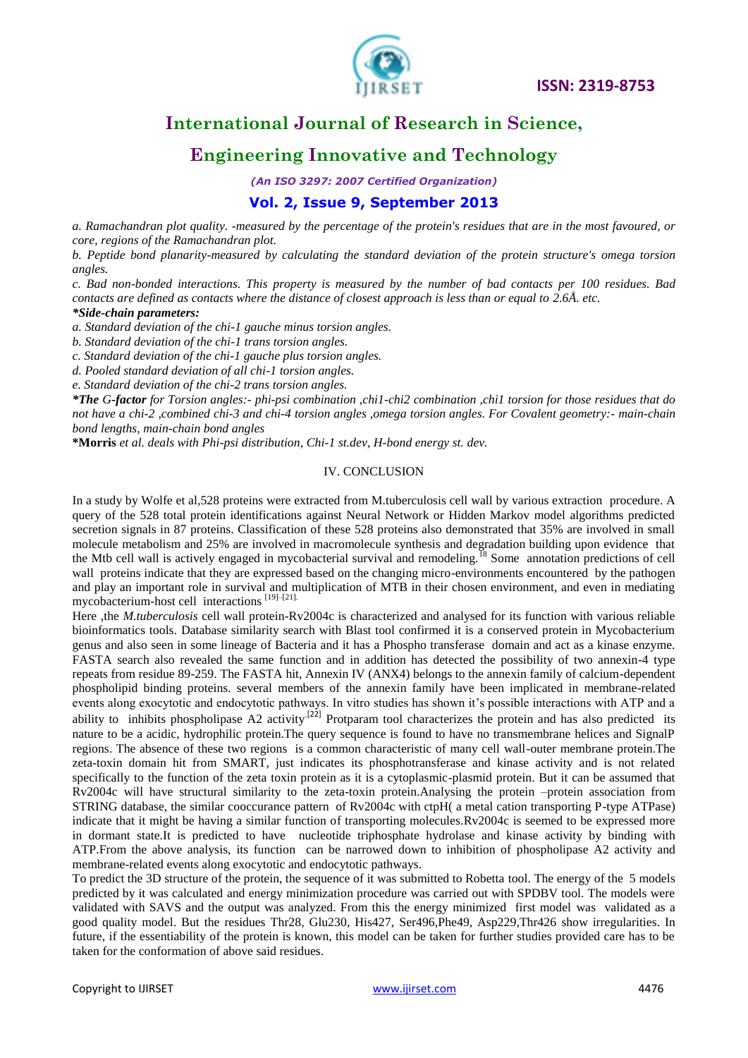*a. Ramachandran plot quality. -measured by the percentage of the protein's residues that are in the most favoured, or core, regions of the Ramachandran plot.*

*b. Peptide bond planarity-measured by calculating the standard deviation of the protein structure's omega torsion angles.*

*c. Bad non-bonded interactions. This property is measured by the number of bad contacts per 100 residues. Bad contacts are defined as contacts where the distance of closest approach is less than or equal to 2.6Å. etc.*

***Side-chain parameters:***

*a. Standard deviation of the chi-1 gauche minus torsion angles.*

*b. Standard deviation of the chi-1 trans torsion angles.*

*c. Standard deviation of the chi-1 gauche plus torsion angles.*

*d. Pooled standard deviation of all chi-1 torsion angles.*

*e. Standard deviation of the chi-2 trans torsion angles.*

***The G-factor** for Torsion angles:- phi-psi combination ,chi1-chi2 combination ,chi1 torsion for those residues that do not have a chi-2 ,combined chi-3 and chi-4 torsion angles ,omega torsion angles. For Covalent geometry:- main-chain bond lengths, main-chain bond angles*

***Morris** *et al. deals with Phi-psi distribution, Chi-1 st.dev, H-bond energy st. dev.*

## IV. CONCLUSION

In a study by Wolfe et al,528 proteins were extracted from M.tuberculosis cell wall by various extraction procedure. A query of the 528 total protein identifications against Neural Network or Hidden Markov model algorithms predicted secretion signals in 87 proteins. Classification of these 528 proteins also demonstrated that 35% are involved in small molecule metabolism and 25% are involved in macromolecule synthesis and degradation building upon evidence that the Mtb cell wall is actively engaged in mycobacterial survival and remodeling.[18] Some annotation predictions of cell wall proteins indicate that they are expressed based on the changing micro-environments encountered by the pathogen and play an important role in survival and multiplication of MTB in their chosen environment, and even in mediating mycobacterium-host cell interactions [19]–[21].

Here ,the *M.tuberculosis* cell wall protein-Rv2004c is characterized and analysed for its function with various reliable bioinformatics tools. Database similarity search with Blast tool confirmed it is a conserved protein in Mycobacterium genus and also seen in some lineage of Bacteria and it has a Phospho transferase domain and act as a kinase enzyme. FASTA search also revealed the same function and in addition has detected the possibility of two annexin-4 type repeats from residue 89-259. The FASTA hit, Annexin IV (ANX4) belongs to the annexin family of calcium-dependent phospholipid binding proteins. several members of the annexin family have been implicated in membrane-related events along exocytotic and endocytotic pathways. In vitro studies has shown it's possible interactions with ATP and a ability to inhibits phospholipase A2 activity.[22] Protparam tool characterizes the protein and has also predicted its nature to be a acidic, hydrophilic protein.The query sequence is found to have no transmembrane helices and SignalP regions. The absence of these two regions is a common characteristic of many cell wall-outer membrane protein.The zeta-toxin domain hit from SMART, just indicates its phosphotransferase and kinase activity and is not related specifically to the function of the zeta toxin protein as it is a cytoplasmic-plasmid protein. But it can be assumed that Rv2004c will have structural similarity to the zeta-toxin protein.Analysing the protein –protein association from STRING database, the similar cooccurance pattern of Rv2004c with ctpH( a metal cation transporting P-type ATPase) indicate that it might be having a similar function of transporting molecules.Rv2004c is seemed to be expressed more in dormant state.It is predicted to have nucleotide triphosphate hydrolase and kinase activity by binding with ATP.From the above analysis, its function can be narrowed down to inhibition of phospholipase A2 activity and membrane-related events along exocytotic and endocytotic pathways.

To predict the 3D structure of the protein, the sequence of it was submitted to Robetta tool. The energy of the 5 models predicted by it was calculated and energy minimization procedure was carried out with SPDBV tool. The models were validated with SAVS and the output was analyzed. From this the energy minimized first model was validated as a good quality model. But the residues Thr28, Glu230, His427, Ser496,Phe49, Asp229,Thr426 show irregularities. In future, if the essentiability of the protein is known, this model can be taken for further studies provided care has to be taken for the conformation of above said residues.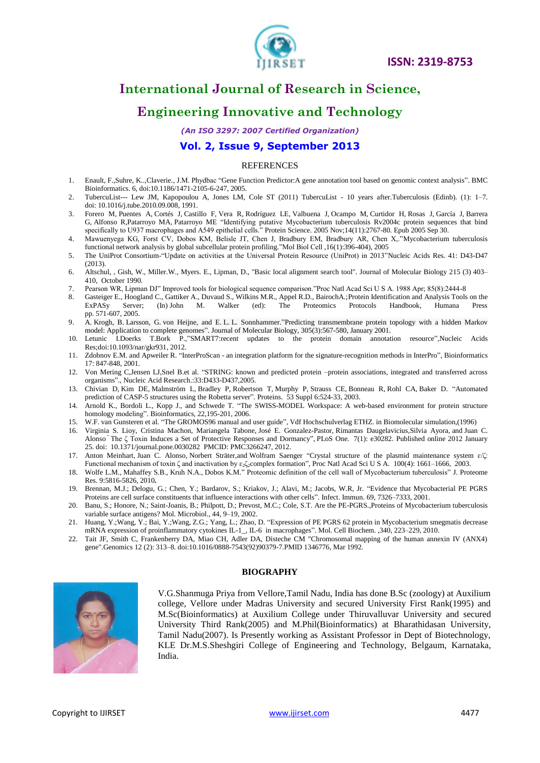## REFERENCES

1. Enault, F.,Suhre, K..,Claverie., J.M. Phydbac "Gene Function Predictor:A gene annotation tool based on genomic context analysis". BMC Bioinformatics. 6, doi:10.1186/1471-2105-6-247, 2005.
2. TuberculList--- Lew JM, Kapopoulou A, Jones LM, Cole ST (2011) TubercuList - 10 years after.Tuberculosis (Edinb). (1): 1–7. doi: 10.1016/j.tube.2010.09.008, 1991.
3. Forero M, Puentes A, Cortés J, Castillo F, Vera R, Rodríguez LE, Valbuena J, Ocampo M, Curtidor H, Rosas J, García J, Barrera G, Alfonso R,Patarroyo MA, Patarroyo ME "Identifying putative Mycobacterium tuberculosis Rv2004c protein sequences that bind specifically to U937 macrophages and A549 epithelial cells." Protein Science. 2005 Nov;14(11):2767-80. Epub 2005 Sep 30.
4. Mawuenyega KG, Forst CV, Dobos KM, Belisle JT, Chen J, Bradbury EM, Bradbury AR, Chen X,."Mycobacterium tuberculosis functional network analysis by global subcellular protein profiling."Mol Biol Cell ,16(1):396-404), 2005
5. The UniProt Consortium-"Update on activities at the Universal Protein Resource (UniProt) in 2013"Nucleic Acids Res. 41: D43-D47 (2013).
6. Altschul, , Gish, W., Miller.W., Myers. E., Lipman, D., "Basic local alignment search tool". Journal of Molecular Biology 215 (3) 403–410, October 1990.
7. Pearson WR, Lipman DJ" Improved tools for biological sequence comparison."Proc Natl Acad Sci U S A. 1988 Apr; 85(8):2444-8
8. Gasteiger E., Hoogland C., Gattiker A., Duvaud S., Wilkins M.R., Appel R.D., BairochA.;Protein Identification and Analysis Tools on the ExPASy Server; (In) John M. Walker (ed): The Proteomics Protocols Handbook, Humana Press pp. 571-607, 2005.
9. A. Krogh, B. Larsson, G. von Heijne, and E. L. L. Sonnhammer."Predicting transmembrane protein topology with a hidden Markov model: Application to complete genomes". Journal of Molecular Biology, 305(3):567-580, January 2001.
10. Letunic I.Doerks T.Bork P.,"SMART7:recent updates to the protein domain annotation resource",Nucleic Acids Res;doi:10.1093/nar/gkr931, 2012.
11. Zdobnov E.M. and Apweiler R. "InterProScan - an integration platform for the signature-recognition methods in InterPro", Bioinformatics 17: 847-848, 2001.
12. Von Mering C,Jensen LJ,Snel B.et al. "STRING: known and predicted protein –protein associations, integrated and transferred across organisms"., Nucleic Acid Research.:33:D433-D437,2005.
13. Chivian D, Kim DE, Malmström L, Bradley P, Robertson T, Murphy P, Strauss CE, Bonneau R, Rohl CA, Baker D. "Automated prediction of CASP-5 structures using the Robetta server". Proteins. 53 Suppl 6:524-33, 2003.
14. Arnold K., Bordoli L., Kopp J., and Schwede T. "The SWISS-MODEL Workspace: A web-based environment for protein structure homology modeling". Bioinformatics, 22,195-201, 2006.
15. W.F. van Gunsteren et al. "The GROMOS96 manual and user guide", Vdf Hochschulverlag ETHZ. in Biomolecular simulation,(1996)
16. Virginia S. Lioy, Cristina Machon, Mariangela Tabone, José E. Gonzalez-Pastor, Rimantas Daugelavicius,Silvia Ayora, and Juan C. Alonso " The ζ Toxin Induces a Set of Protective Responses and Dormancy", PLoS One. 7(1): e30282. Published online 2012 January 25. doi: 10.1371/journal.pone.0030282 PMCID: PMC3266247, 2012.
17. Anton Meinhart, Juan C. Alonso, Norbert Sträter,and Wolfram Saenger "Crystal structure of the plasmid maintenance system ε/ζ: Functional mechanism of toxin ζ and inactivation by $\varepsilon_2\zeta_2$complex formation", Proc Natl Acad Sci U S A. 100(4): 1661–1666, 2003.
18. Wolfe L.M., Mahaffey S.B., Kruh N.A., Dobos K.M." Proteomic definition of the cell wall of Mycobacterium tuberculosis" J. Proteome Res. 9:5816-5826, 2010.
19. Brennan, M.J.; Delogu, G.; Chen, Y.; Bardarov, S.; Kriakov, J.; Alavi, M.; Jacobs, W.R, Jr. "Evidence that Mycobacterial PE PGRS Proteins are cell surface constituents that influence interactions with other cells". Infect. Immun. 69, 7326–7333, 2001.
20. Banu, S.; Honore, N.; Saint-Joanis, B.; Philpott, D.; Prevost, M.C.; Cole, S.T. Are the PE-PGRS.,Proteins of Mycobacterium tuberculosis variable surface antigens? Mol. Microbiol., 44, 9–19, 2002.
21. Huang, Y.;Wang, Y.; Bai, Y.;Wang, Z.G.; Yang, L.; Zhao, D. "Expression of PE PGRS 62 protein in Mycobacterium smegmatis decrease mRNA expression of proinflammatory cytokines IL-1_, IL-6 in macrophages". Mol. Cell Biochem. ,340, 223–229, 2010.
22. Tait JF, Smith C, Frankenberry DA, Miao CH, Adler DA, Disteche CM "Chromosomal mapping of the human annexin IV (ANX4) gene".Genomics 12 (2): 313–8. doi:10.1016/0888-7543(92)90379-7.PMID 1346776, May 1992.

## BIOGRAPHY

V.G.Shanmuga Priya from Vellore,Tamil Nadu, India has done B.Sc (zoology) at Auxilium college, Vellore under Madras University and secured University First Rank(1995) and M.Sc(Bioinformatics) at Auxilium College under Thiruvalluvar University and secured University Third Rank(2005) and M.Phil(Bioinformatics) at Bharathidasan University, Tamil Nadu(2007). Is Presently working as Assistant Professor in Dept of Biotechnology, KLE Dr.M.S.Sheshgiri College of Engineering and Technology, Belgaum, Karnataka, India.